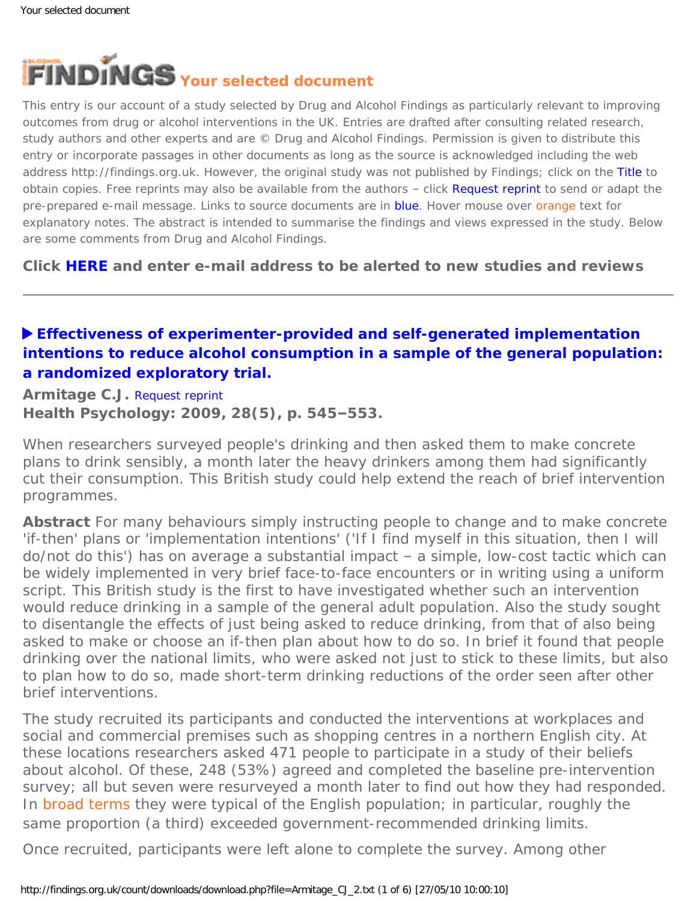# FINDINGS Your selected document

This entry is our account of a study selected by Drug and Alcohol Findings as particularly relevant to improving outcomes from drug or alcohol interventions in the UK. Entries are drafted after consulting related research, study authors and other experts and are © Drug and Alcohol Findings. Permission is given to distribute this entry or incorporate passages in other documents as long as the source is acknowledged including the web address http://findings.org.uk. However, the original study was not published by Findings; click on the Title to obtain copies. Free reprints may also be available from the authors – click Request reprint to send or adapt the pre-prepared e-mail message. Links to source documents are in blue. Hover mouse over orange text for explanatory notes. The abstract is intended to summarise the findings and views expressed in the study. Below are some comments from Drug and Alcohol Findings.

**Click HERE and enter e-mail address to be alerted to new studies and reviews**

---

## ▶ Effectiveness of experimenter-provided and self-generated implementation intentions to reduce alcohol consumption in a sample of the general population: a randomized exploratory trial.

**Armitage C.J.** Request reprint
**Health Psychology: 2009, 28(5), p. 545–553.**

When researchers surveyed people's drinking and then asked them to make concrete plans to drink sensibly, a month later the heavy drinkers among them had significantly cut their consumption. This British study could help extend the reach of brief intervention programmes.

**Abstract** For many behaviours simply instructing people to change and to make concrete 'if-then' plans or 'implementation intentions' ('If I find myself in this situation, then I will do/not do this') has on average a substantial impact – a simple, low-cost tactic which can be widely implemented in very brief face-to-face encounters or in writing using a uniform script. This British study is the first to have investigated whether such an intervention would reduce drinking in a sample of the general adult population. Also the study sought to disentangle the effects of just being asked to reduce drinking, from that of also being asked to make or choose an if-then plan about how to do so. In brief it found that people drinking over the national limits, who were asked not just to stick to these limits, but also to plan how to do so, made short-term drinking reductions of the order seen after other brief interventions.

The study recruited its participants and conducted the interventions at workplaces and social and commercial premises such as shopping centres in a northern English city. At these locations researchers asked 471 people to participate in a study of their beliefs about alcohol. Of these, 248 (53%) agreed and completed the baseline pre-intervention survey; all but seven were resurveyed a month later to find out how they had responded. In broad terms they were typical of the English population; in particular, roughly the same proportion (a third) exceeded government-recommended drinking limits.

Once recruited, participants were left alone to complete the survey. Among other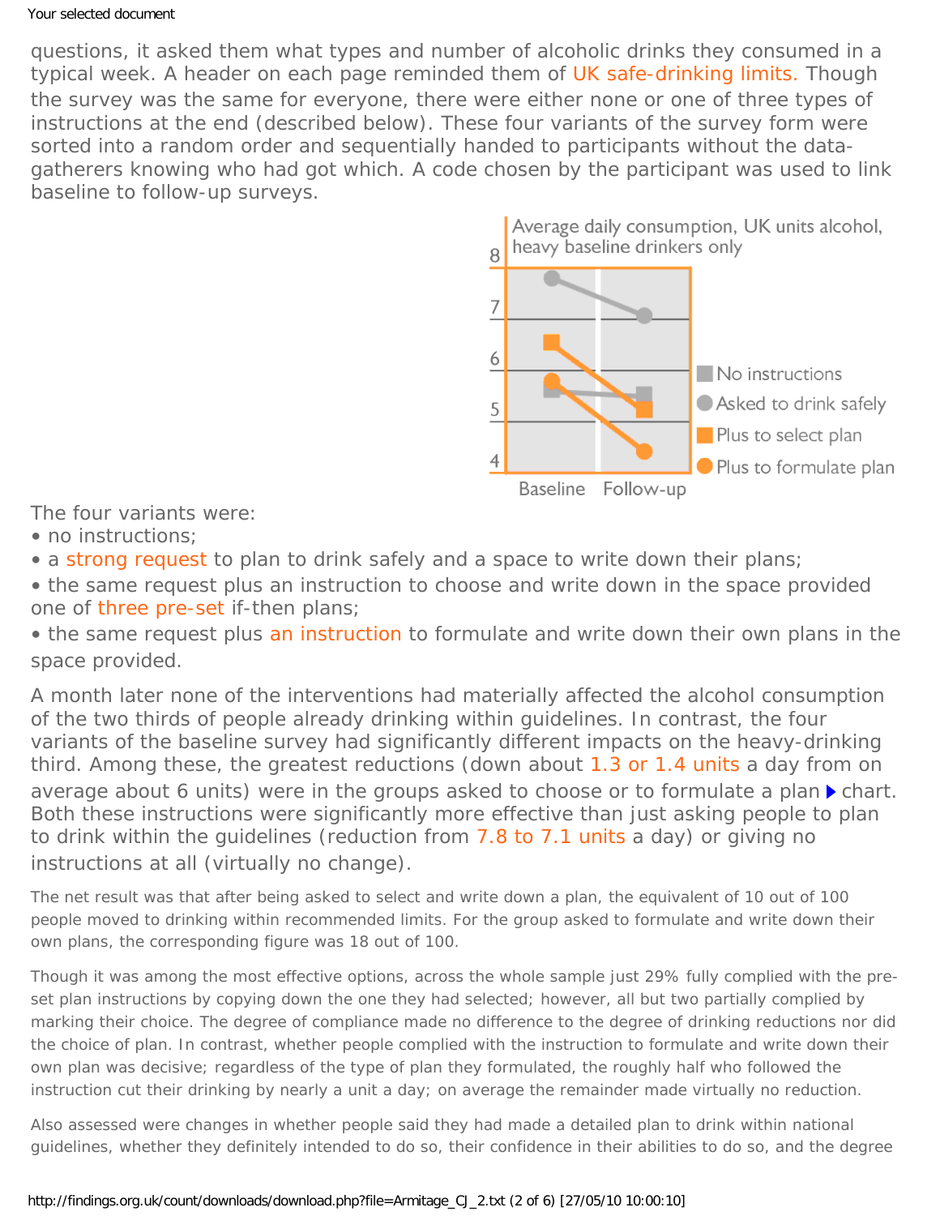questions, it asked them what types and number of alcoholic drinks they consumed in a typical week. A header on each page reminded them of UK safe-drinking limits. Though the survey was the same for everyone, there were either none or one of three types of instructions at the end (described below). These four variants of the survey form were sorted into a random order and sequentially handed to participants without the data-gatherers knowing who had got which. A code chosen by the participant was used to link baseline to follow-up surveys.

The four variants were:

- no instructions;
- a strong request to plan to drink safely and a space to write down their plans;
- the same request plus an instruction to choose and write down in the space provided one of three pre-set if-then plans;
- the same request plus an instruction to formulate and write down their own plans in the space provided.

A month later none of the interventions had materially affected the alcohol consumption of the two thirds of people already drinking within guidelines. In contrast, the four variants of the baseline survey had significantly different impacts on the heavy-drinking third. Among these, the greatest reductions (down about 1.3 or 1.4 units a day from on average about 6 units) were in the groups asked to choose or to formulate a plan ▶ chart. Both these instructions were significantly more effective than just asking people to plan to drink within the guidelines (reduction from 7.8 to 7.1 units a day) or giving no instructions at all (virtually no change).

The net result was that after being asked to select and write down a plan, the equivalent of 10 out of 100 people moved to drinking within recommended limits. For the group asked to formulate and write down their own plans, the corresponding figure was 18 out of 100.

Though it was among the most effective options, across the whole sample just 29% fully complied with the pre-set plan instructions by copying down the one they had selected; however, all but two partially complied by marking their choice. The degree of compliance made no difference to the degree of drinking reductions nor did the choice of plan. In contrast, whether people complied with the instruction to formulate and write down their own plan was decisive; regardless of the type of plan they formulated, the roughly half who followed the instruction cut their drinking by nearly a unit a day; on average the remainder made virtually no reduction.

Also assessed were changes in whether people said they had made a detailed plan to drink within national guidelines, whether they definitely intended to do so, their confidence in their abilities to do so, and the degree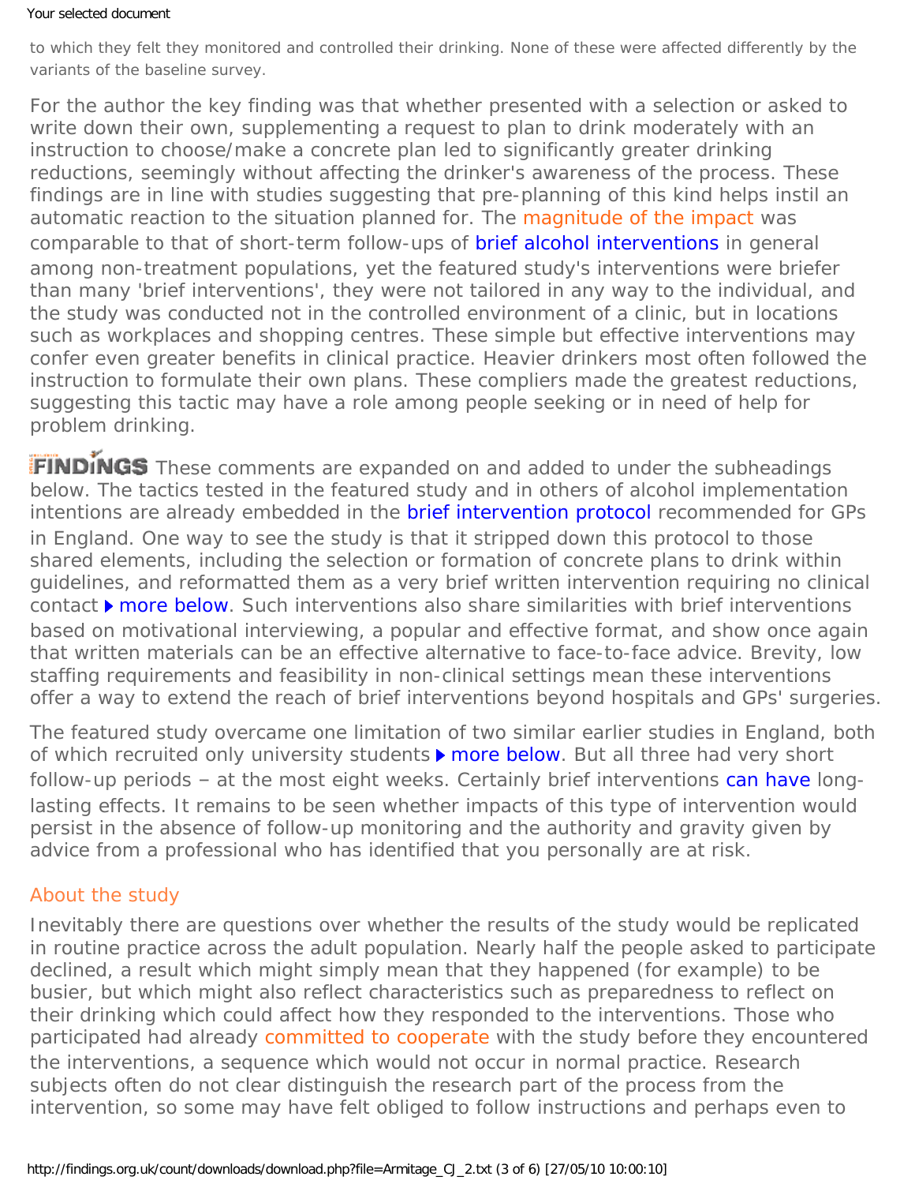to which they felt they monitored and controlled their drinking. None of these were affected differently by the variants of the baseline survey.

For the author the key finding was that whether presented with a selection or asked to write down their own, supplementing a request to plan to drink moderately with an instruction to choose/make a concrete plan led to significantly greater drinking reductions, seemingly without affecting the drinker's awareness of the process. These findings are in line with studies suggesting that pre-planning of this kind helps instil an automatic reaction to the situation planned for. The magnitude of the impact was comparable to that of short-term follow-ups of brief alcohol interventions in general among non-treatment populations, yet the featured study's interventions were briefer than many 'brief interventions', they were not tailored in any way to the individual, and the study was conducted not in the controlled environment of a clinic, but in locations such as workplaces and shopping centres. These simple but effective interventions may confer even greater benefits in clinical practice. Heavier drinkers most often followed the instruction to formulate their own plans. These compliers made the greatest reductions, suggesting this tactic may have a role among people seeking or in need of help for problem drinking.

FINDINGS These comments are expanded on and added to under the subheadings below. The tactics tested in the featured study and in others of alcohol implementation intentions are already embedded in the brief intervention protocol recommended for GPs in England. One way to see the study is that it stripped down this protocol to those shared elements, including the selection or formation of concrete plans to drink within guidelines, and reformatted them as a very brief written intervention requiring no clinical contact ▸ more below. Such interventions also share similarities with brief interventions based on motivational interviewing, a popular and effective format, and show once again that written materials can be an effective alternative to face-to-face advice. Brevity, low staffing requirements and feasibility in non-clinical settings mean these interventions offer a way to extend the reach of brief interventions beyond hospitals and GPs' surgeries.

The featured study overcame one limitation of two similar earlier studies in England, both of which recruited only university students ▸ more below. But all three had very short follow-up periods – at the most eight weeks. Certainly brief interventions can have long-lasting effects. It remains to be seen whether impacts of this type of intervention would persist in the absence of follow-up monitoring and the authority and gravity given by advice from a professional who has identified that you personally are at risk.

## About the study

Inevitably there are questions over whether the results of the study would be replicated in routine practice across the adult population. Nearly half the people asked to participate declined, a result which might simply mean that they happened (for example) to be busier, but which might also reflect characteristics such as preparedness to reflect on their drinking which could affect how they responded to the interventions. Those who participated had already committed to cooperate with the study before they encountered the interventions, a sequence which would not occur in normal practice. Research subjects often do not clear distinguish the research part of the process from the intervention, so some may have felt obliged to follow instructions and perhaps even to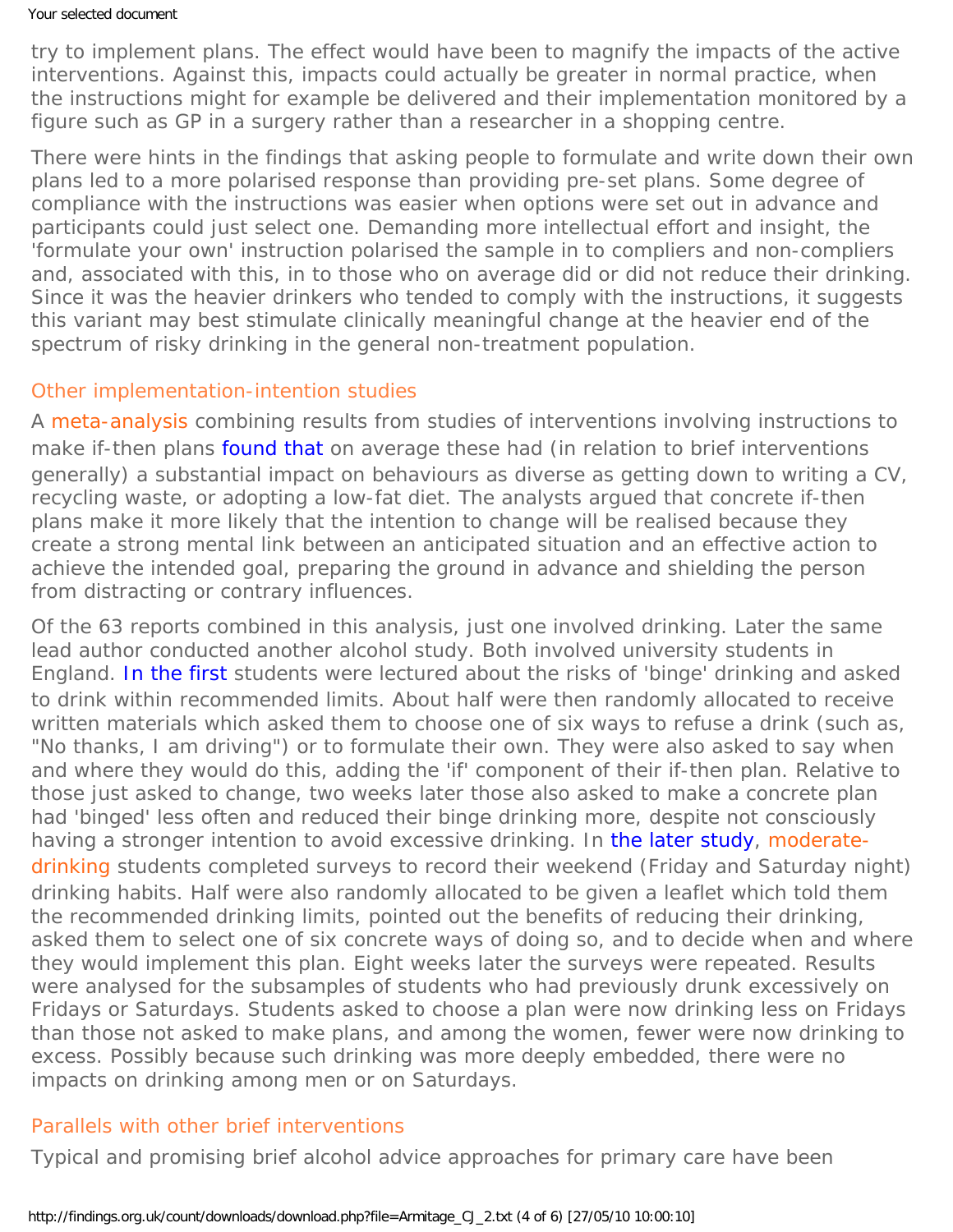try to implement plans. The effect would have been to magnify the impacts of the active interventions. Against this, impacts could actually be greater in normal practice, when the instructions might for example be delivered and their implementation monitored by a figure such as GP in a surgery rather than a researcher in a shopping centre.

There were hints in the findings that asking people to formulate and write down their own plans led to a more polarised response than providing pre-set plans. Some degree of compliance with the instructions was easier when options were set out in advance and participants could just select one. Demanding more intellectual effort and insight, the 'formulate your own' instruction polarised the sample in to compliers and non-compliers and, associated with this, in to those who on average did or did not reduce their drinking. Since it was the heavier drinkers who tended to comply with the instructions, it suggests this variant may best stimulate clinically meaningful change at the heavier end of the spectrum of risky drinking in the general non-treatment population.

## Other implementation-intention studies

A meta-analysis combining results from studies of interventions involving instructions to make if-then plans found that on average these had (in relation to brief interventions generally) a substantial impact on behaviours as diverse as getting down to writing a CV, recycling waste, or adopting a low-fat diet. The analysts argued that concrete if-then plans make it more likely that the intention to change will be realised because they create a strong mental link between an anticipated situation and an effective action to achieve the intended goal, preparing the ground in advance and shielding the person from distracting or contrary influences.

Of the 63 reports combined in this analysis, just one involved drinking. Later the same lead author conducted another alcohol study. Both involved university students in England. In the first students were lectured about the risks of 'binge' drinking and asked to drink within recommended limits. About half were then randomly allocated to receive written materials which asked them to choose one of six ways to refuse a drink (such as, "No thanks, I am driving") or to formulate their own. They were also asked to say when and where they would do this, adding the 'if' component of their if-then plan. Relative to those just asked to change, two weeks later those also asked to make a concrete plan had 'binged' less often and reduced their binge drinking more, despite not consciously having a stronger intention to avoid excessive drinking. In the later study, moderate-drinking students completed surveys to record their weekend (Friday and Saturday night) drinking habits. Half were also randomly allocated to be given a leaflet which told them the recommended drinking limits, pointed out the benefits of reducing their drinking, asked them to select one of six concrete ways of doing so, and to decide when and where they would implement this plan. Eight weeks later the surveys were repeated. Results were analysed for the subsamples of students who had previously drunk excessively on Fridays or Saturdays. Students asked to choose a plan were now drinking less on Fridays than those not asked to make plans, and among the women, fewer were now drinking to excess. Possibly because such drinking was more deeply embedded, there were no impacts on drinking among men or on Saturdays.

## Parallels with other brief interventions

Typical and promising brief alcohol advice approaches for primary care have been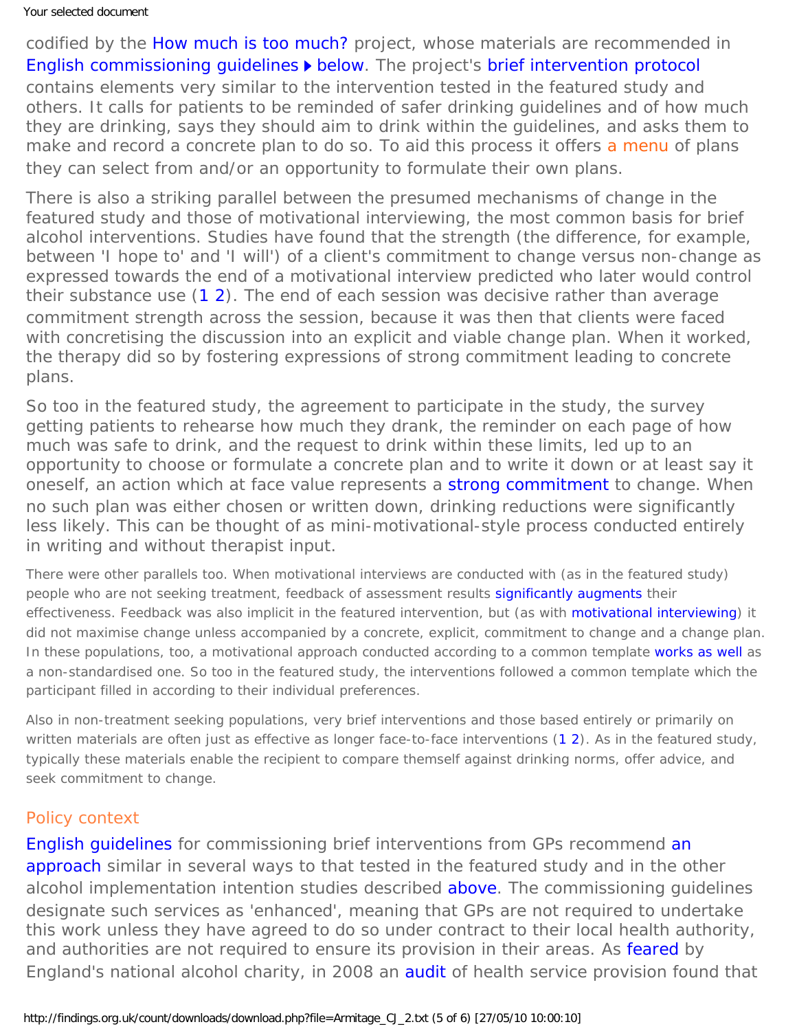codified by the How much is too much? project, whose materials are recommended in English commissioning guidelines ▶ below. The project's brief intervention protocol contains elements very similar to the intervention tested in the featured study and others. It calls for patients to be reminded of safer drinking guidelines and of how much they are drinking, says they should aim to drink within the guidelines, and asks them to make and record a concrete plan to do so. To aid this process it offers a menu of plans they can select from and/or an opportunity to formulate their own plans.

There is also a striking parallel between the presumed mechanisms of change in the featured study and those of motivational interviewing, the most common basis for brief alcohol interventions. Studies have found that the strength (the difference, for example, between 'I hope to' and 'I will') of a client's commitment to change versus non-change as expressed towards the end of a motivational interview predicted who later would control their substance use (1 2). The end of each session was decisive rather than average commitment strength across the session, because it was then that clients were faced with concretising the discussion into an explicit and viable change plan. When it worked, the therapy did so by fostering expressions of strong commitment leading to concrete plans.

So too in the featured study, the agreement to participate in the study, the survey getting patients to rehearse how much they drank, the reminder on each page of how much was safe to drink, and the request to drink within these limits, led up to an opportunity to choose or formulate a concrete plan and to write it down or at least say it oneself, an action which at face value represents a strong commitment to change. When no such plan was either chosen or written down, drinking reductions were significantly less likely. This can be thought of as mini-motivational-style process conducted entirely in writing and without therapist input.

There were other parallels too. When motivational interviews are conducted with (as in the featured study) people who are not seeking treatment, feedback of assessment results significantly augments their effectiveness. Feedback was also implicit in the featured intervention, but (as with motivational interviewing) it did not maximise change unless accompanied by a concrete, explicit, commitment to change and a change plan. In these populations, too, a motivational approach conducted according to a common template works as well as a non-standardised one. So too in the featured study, the interventions followed a common template which the participant filled in according to their individual preferences.

Also in non-treatment seeking populations, very brief interventions and those based entirely or primarily on written materials are often just as effective as longer face-to-face interventions (1 2). As in the featured study, typically these materials enable the recipient to compare themself against drinking norms, offer advice, and seek commitment to change.

## Policy context

English guidelines for commissioning brief interventions from GPs recommend an approach similar in several ways to that tested in the featured study and in the other alcohol implementation intention studies described above. The commissioning guidelines designate such services as 'enhanced', meaning that GPs are not required to undertake this work unless they have agreed to do so under contract to their local health authority, and authorities are not required to ensure its provision in their areas. As feared by England's national alcohol charity, in 2008 an audit of health service provision found that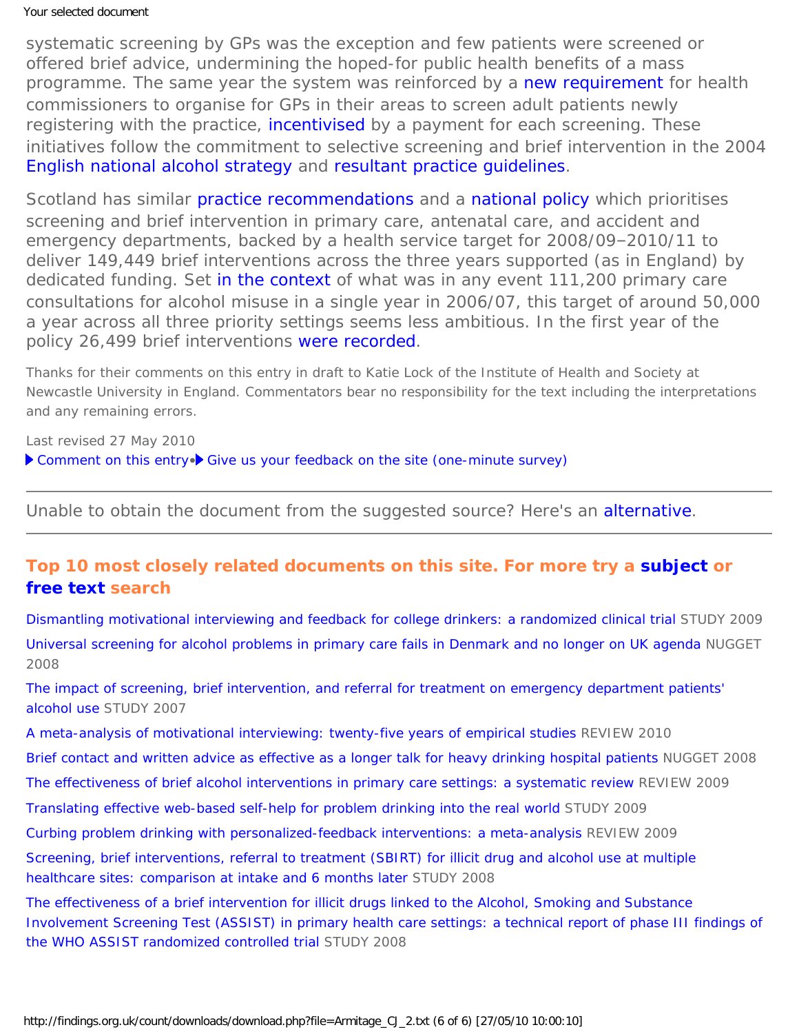systematic screening by GPs was the exception and few patients were screened or offered brief advice, undermining the hoped-for public health benefits of a mass programme. The same year the system was reinforced by a new requirement for health commissioners to organise for GPs in their areas to screen adult patients newly registering with the practice, incentivised by a payment for each screening. These initiatives follow the commitment to selective screening and brief intervention in the 2004 English national alcohol strategy and resultant practice guidelines.

Scotland has similar practice recommendations and a national policy which prioritises screening and brief intervention in primary care, antenatal care, and accident and emergency departments, backed by a health service target for 2008/09–2010/11 to deliver 149,449 brief interventions across the three years supported (as in England) by dedicated funding. Set in the context of what was in any event 111,200 primary care consultations for alcohol misuse in a single year in 2006/07, this target of around 50,000 a year across all three priority settings seems less ambitious. In the first year of the policy 26,499 brief interventions were recorded.

Thanks for their comments on this entry in draft to Katie Lock of the Institute of Health and Society at Newcastle University in England. Commentators bear no responsibility for the text including the interpretations and any remaining errors.

Last revised 27 May 2010

▶ Comment on this entry • ▶ Give us your feedback on the site (one-minute survey)

---

Unable to obtain the document from the suggested source? Here's an alternative.

---

### Top 10 most closely related documents on this site. For more try a subject or free text search

Dismantling motivational interviewing and feedback for college drinkers: a randomized clinical trial STUDY 2009

Universal screening for alcohol problems in primary care fails in Denmark and no longer on UK agenda NUGGET 2008

The impact of screening, brief intervention, and referral for treatment on emergency department patients' alcohol use STUDY 2007

A meta-analysis of motivational interviewing: twenty-five years of empirical studies REVIEW 2010

Brief contact and written advice as effective as a longer talk for heavy drinking hospital patients NUGGET 2008

The effectiveness of brief alcohol interventions in primary care settings: a systematic review REVIEW 2009

Translating effective web-based self-help for problem drinking into the real world STUDY 2009

Curbing problem drinking with personalized-feedback interventions: a meta-analysis REVIEW 2009

Screening, brief interventions, referral to treatment (SBIRT) for illicit drug and alcohol use at multiple healthcare sites: comparison at intake and 6 months later STUDY 2008

The effectiveness of a brief intervention for illicit drugs linked to the Alcohol, Smoking and Substance Involvement Screening Test (ASSIST) in primary health care settings: a technical report of phase III findings of the WHO ASSIST randomized controlled trial STUDY 2008